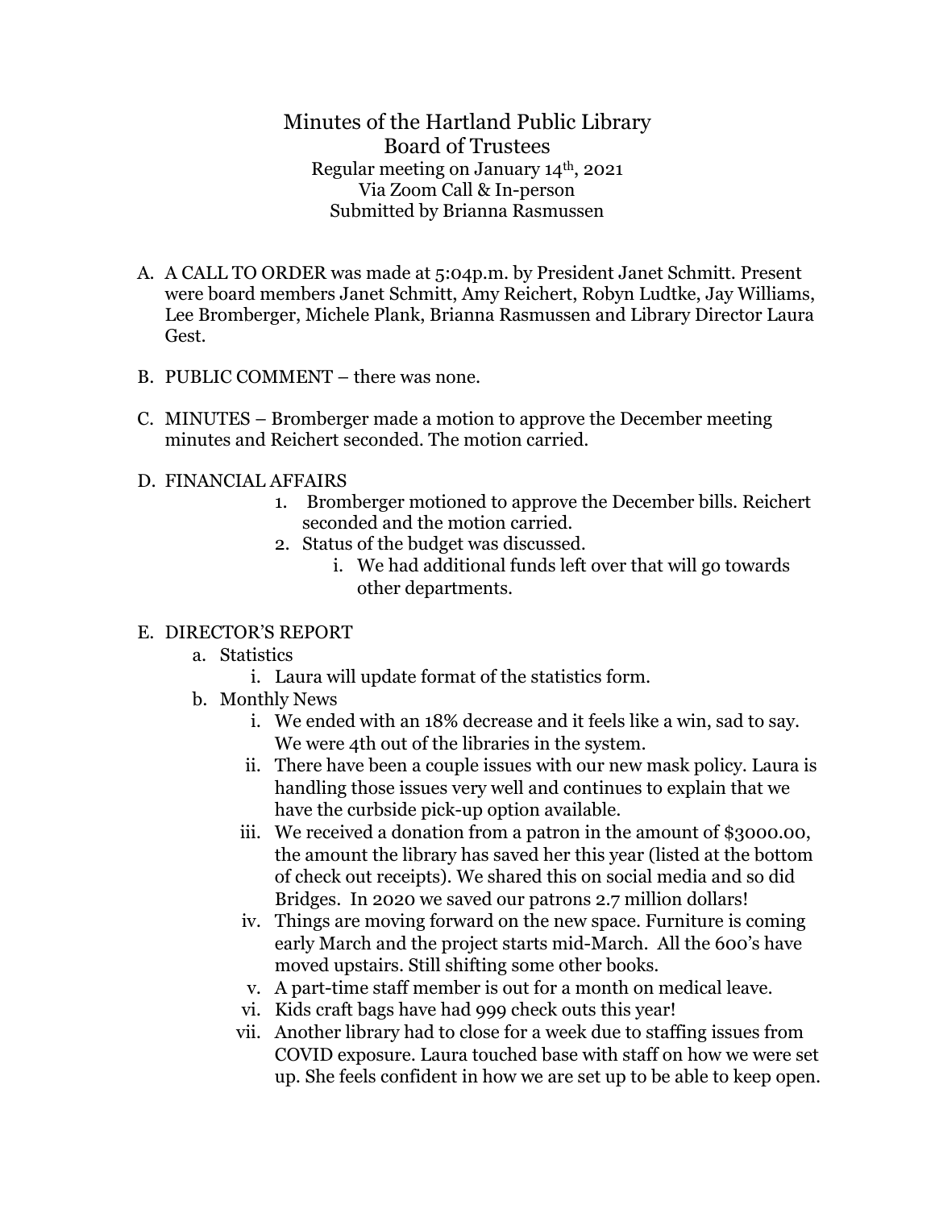# Minutes of the Hartland Public Library Board of Trustees

Regular meeting on January 14th, 2021
Via Zoom Call & In-person
Submitted by Brianna Rasmussen

A. A CALL TO ORDER was made at 5:04p.m. by President Janet Schmitt. Present were board members Janet Schmitt, Amy Reichert, Robyn Ludtke, Jay Williams, Lee Bromberger, Michele Plank, Brianna Rasmussen and Library Director Laura Gest.

B. PUBLIC COMMENT – there was none.

C. MINUTES – Bromberger made a motion to approve the December meeting minutes and Reichert seconded. The motion carried.

D. FINANCIAL AFFAIRS
   1. Bromberger motioned to approve the December bills. Reichert seconded and the motion carried.
   2. Status of the budget was discussed.
      i. We had additional funds left over that will go towards other departments.

E. DIRECTOR'S REPORT
   a. Statistics
      i. Laura will update format of the statistics form.
   b. Monthly News
      i. We ended with an 18% decrease and it feels like a win, sad to say. We were 4th out of the libraries in the system.
      ii. There have been a couple issues with our new mask policy. Laura is handling those issues very well and continues to explain that we have the curbside pick-up option available.
      iii. We received a donation from a patron in the amount of $3000.00, the amount the library has saved her this year (listed at the bottom of check out receipts). We shared this on social media and so did Bridges. In 2020 we saved our patrons 2.7 million dollars!
      iv. Things are moving forward on the new space. Furniture is coming early March and the project starts mid-March. All the 600's have moved upstairs. Still shifting some other books.
      v. A part-time staff member is out for a month on medical leave.
      vi. Kids craft bags have had 999 check outs this year!
      vii. Another library had to close for a week due to staffing issues from COVID exposure. Laura touched base with staff on how we were set up. She feels confident in how we are set up to be able to keep open.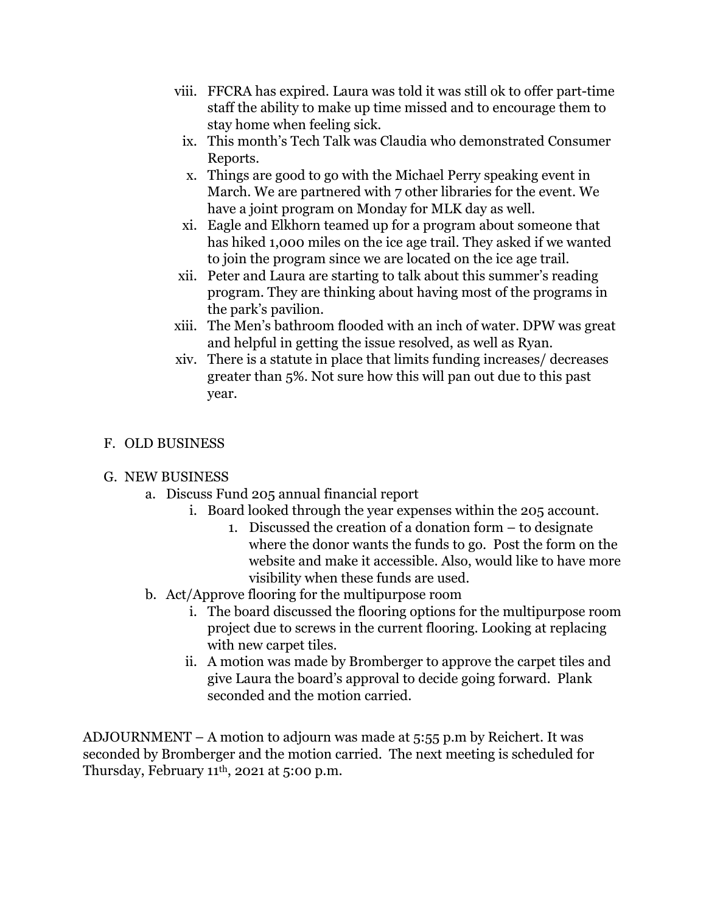viii. FFCRA has expired. Laura was told it was still ok to offer part-time staff the ability to make up time missed and to encourage them to stay home when feeling sick.

ix. This month's Tech Talk was Claudia who demonstrated Consumer Reports.

x. Things are good to go with the Michael Perry speaking event in March. We are partnered with 7 other libraries for the event. We have a joint program on Monday for MLK day as well.

xi. Eagle and Elkhorn teamed up for a program about someone that has hiked 1,000 miles on the ice age trail. They asked if we wanted to join the program since we are located on the ice age trail.

xii. Peter and Laura are starting to talk about this summer's reading program. They are thinking about having most of the programs in the park's pavilion.

xiii. The Men's bathroom flooded with an inch of water. DPW was great and helpful in getting the issue resolved, as well as Ryan.

xiv. There is a statute in place that limits funding increases/ decreases greater than 5%. Not sure how this will pan out due to this past year.

F. OLD BUSINESS

G. NEW BUSINESS

a. Discuss Fund 205 annual financial report

   i. Board looked through the year expenses within the 205 account.

      1. Discussed the creation of a donation form – to designate where the donor wants the funds to go. Post the form on the website and make it accessible. Also, would like to have more visibility when these funds are used.

b. Act/Approve flooring for the multipurpose room

   i. The board discussed the flooring options for the multipurpose room project due to screws in the current flooring. Looking at replacing with new carpet tiles.

   ii. A motion was made by Bromberger to approve the carpet tiles and give Laura the board's approval to decide going forward. Plank seconded and the motion carried.

ADJOURNMENT – A motion to adjourn was made at 5:55 p.m by Reichert. It was seconded by Bromberger and the motion carried. The next meeting is scheduled for Thursday, February 11th, 2021 at 5:00 p.m.